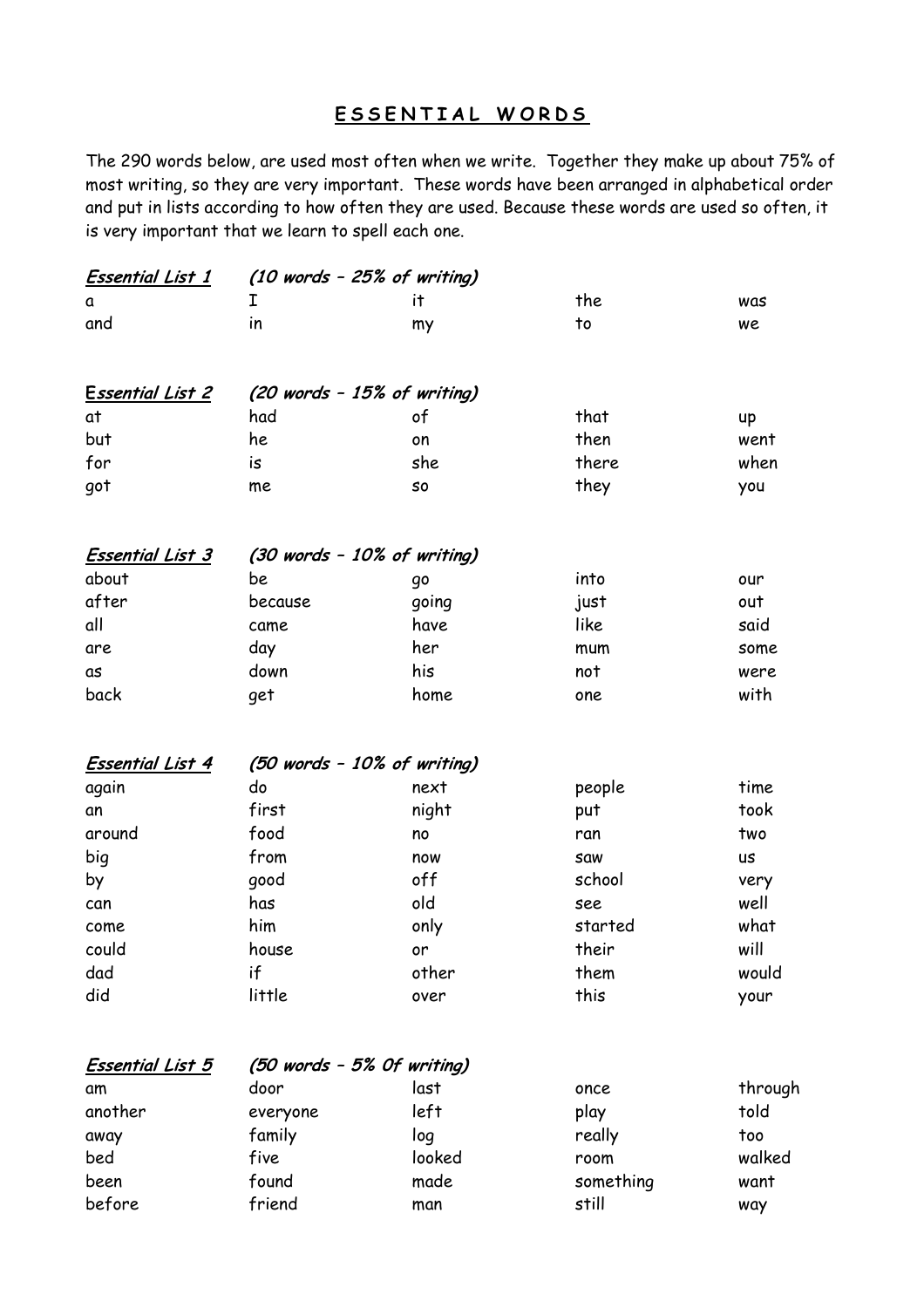# E S S E N T I A L   W O R D S

The 290 words below, are used most often when we write. Together they make up about 75% of most writing, so they are very important. These words have been arranged in alphabetical order and put in lists according to how often they are used. Because these words are used so often, it is very important that we learn to spell each one.

***Essential List 1*** *(10 words – 25% of writing)*

| | | | | |
|---|---|---|---|---|
| a | I | it | the | was |
| and | in | my | to | we |

***Essential List 2*** *(20 words – 15% of writing)*

| | | | | |
|---|---|---|---|---|
| at | had | of | that | up |
| but | he | on | then | went |
| for | is | she | there | when |
| got | me | so | they | you |

***Essential List 3*** *(30 words – 10% of writing)*

| | | | | |
|---|---|---|---|---|
| about | be | go | into | our |
| after | because | going | just | out |
| all | came | have | like | said |
| are | day | her | mum | some |
| as | down | his | not | were |
| back | get | home | one | with |

***Essential List 4*** *(50 words – 10% of writing)*

| | | | | |
|---|---|---|---|---|
| again | do | next | people | time |
| an | first | night | put | took |
| around | food | no | ran | two |
| big | from | now | saw | us |
| by | good | off | school | very |
| can | has | old | see | well |
| come | him | only | started | what |
| could | house | or | their | will |
| dad | if | other | them | would |
| did | little | over | this | your |

***Essential List 5*** *(50 words – 5% Of writing)*

| | | | | |
|---|---|---|---|---|
| am | door | last | once | through |
| another | everyone | left | play | told |
| away | family | log | really | too |
| bed | five | looked | room | walked |
| been | found | made | something | want |
| before | friend | man | still | way |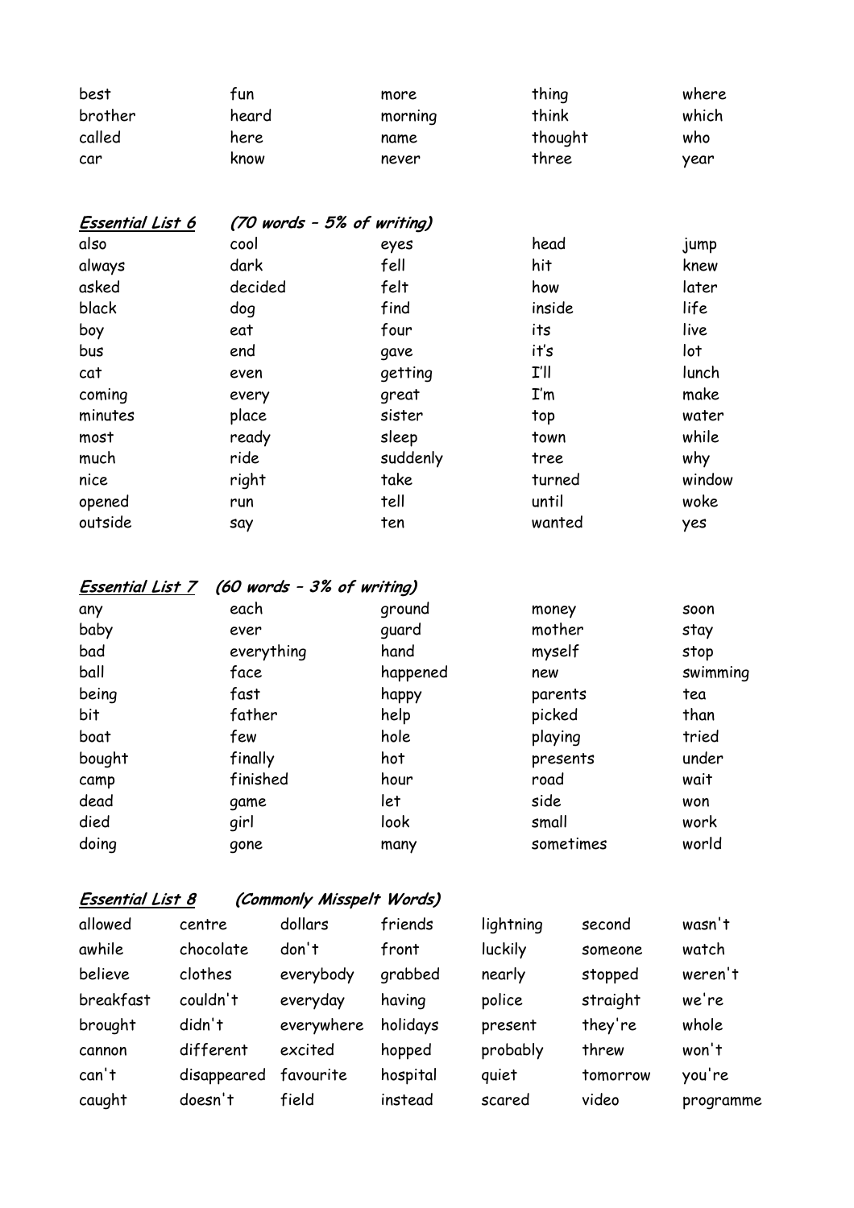| | | | | |
|---|---|---|---|---|
| best | fun | more | thing | where |
| brother | heard | morning | think | which |
| called | here | name | thought | who |
| car | know | never | three | year |

***Essential List 6*** ***(70 words – 5% of writing)***

| | | | | |
|---|---|---|---|---|
| also | cool | eyes | head | jump |
| always | dark | fell | hit | knew |
| asked | decided | felt | how | later |
| black | dog | find | inside | life |
| boy | eat | four | its | live |
| bus | end | gave | it's | lot |
| cat | even | getting | I'll | lunch |
| coming | every | great | I'm | make |
| minutes | place | sister | top | water |
| most | ready | sleep | town | while |
| much | ride | suddenly | tree | why |
| nice | right | take | turned | window |
| opened | run | tell | until | woke |
| outside | say | ten | wanted | yes |

***Essential List 7*** ***(60 words – 3% of writing)***

| | | | | |
|---|---|---|---|---|
| any | each | ground | money | soon |
| baby | ever | guard | mother | stay |
| bad | everything | hand | myself | stop |
| ball | face | happened | new | swimming |
| being | fast | happy | parents | tea |
| bit | father | help | picked | than |
| boat | few | hole | playing | tried |
| bought | finally | hot | presents | under |
| camp | finished | hour | road | wait |
| dead | game | let | side | won |
| died | girl | look | small | work |
| doing | gone | many | sometimes | world |

***Essential List 8*** ***(Commonly Misspelt Words)***

| | | | | | | |
|---|---|---|---|---|---|---|
| allowed | centre | dollars | friends | lightning | second | wasn't |
| awhile | chocolate | don't | front | luckily | someone | watch |
| believe | clothes | everybody | grabbed | nearly | stopped | weren't |
| breakfast | couldn't | everyday | having | police | straight | we're |
| brought | didn't | everywhere | holidays | present | they're | whole |
| cannon | different | excited | hopped | probably | threw | won't |
| can't | disappeared | favourite | hospital | quiet | tomorrow | you're |
| caught | doesn't | field | instead | scared | video | programme |